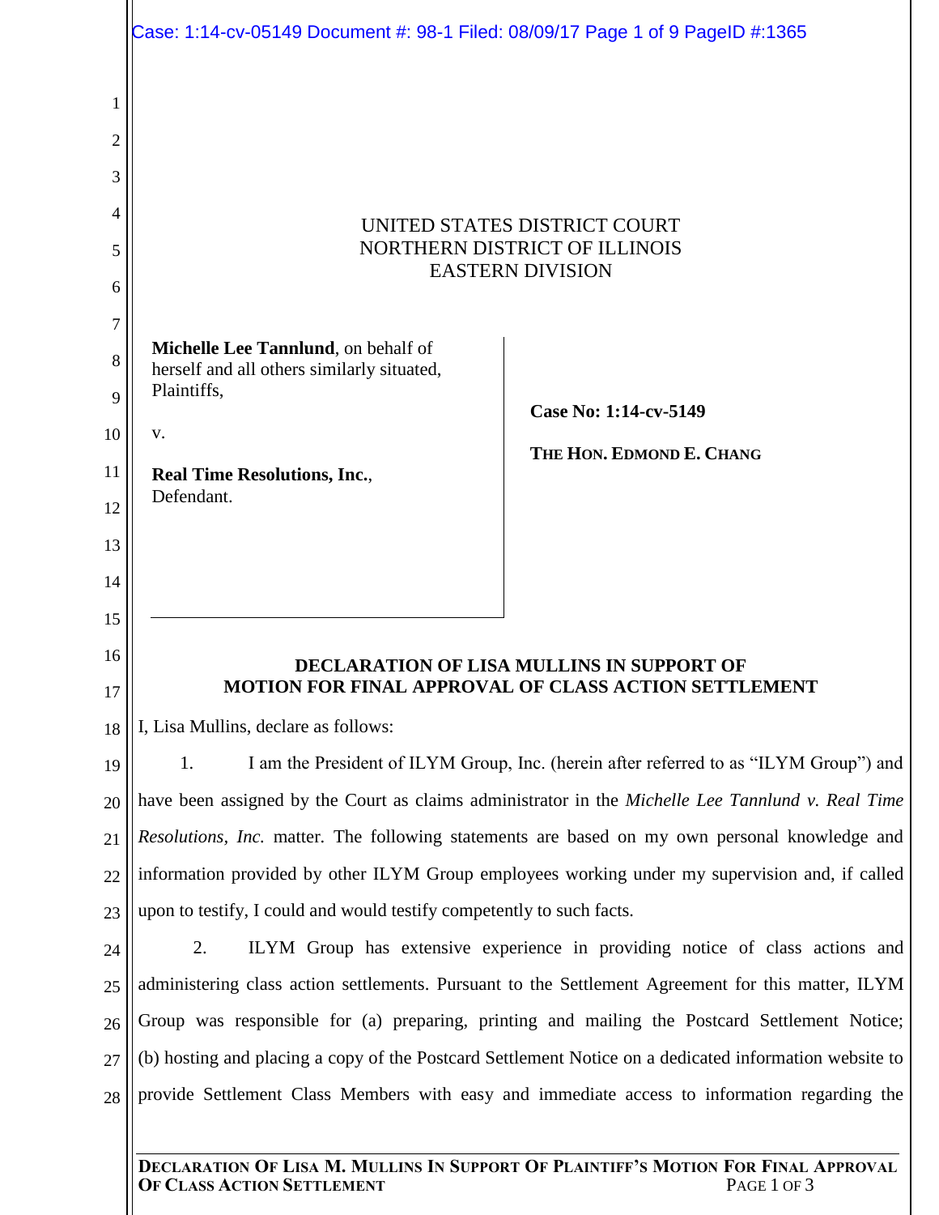UNITED STATES DISTRICT COURT
NORTHERN DISTRICT OF ILLINOIS
EASTERN DIVISION

**Michelle Lee Tannlund**, on behalf of herself and all others similarly situated,
Plaintiffs,

v.

**Real Time Resolutions, Inc.**,
Defendant.

**Case No: 1:14-cv-5149**

**THE HON. EDMOND E. CHANG**

## DECLARATION OF LISA MULLINS IN SUPPORT OF MOTION FOR FINAL APPROVAL OF CLASS ACTION SETTLEMENT

I, Lisa Mullins, declare as follows:

1. I am the President of ILYM Group, Inc. (herein after referred to as "ILYM Group") and have been assigned by the Court as claims administrator in the *Michelle Lee Tannlund v. Real Time Resolutions, Inc.* matter. The following statements are based on my own personal knowledge and information provided by other ILYM Group employees working under my supervision and, if called upon to testify, I could and would testify competently to such facts.

2. ILYM Group has extensive experience in providing notice of class actions and administering class action settlements. Pursuant to the Settlement Agreement for this matter, ILYM Group was responsible for (a) preparing, printing and mailing the Postcard Settlement Notice; (b) hosting and placing a copy of the Postcard Settlement Notice on a dedicated information website to provide Settlement Class Members with easy and immediate access to information regarding the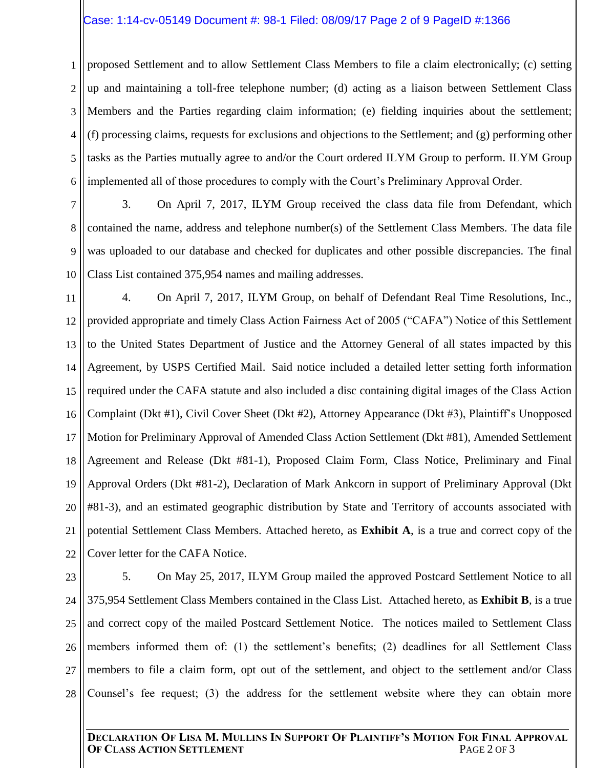proposed Settlement and to allow Settlement Class Members to file a claim electronically; (c) setting up and maintaining a toll-free telephone number; (d) acting as a liaison between Settlement Class Members and the Parties regarding claim information; (e) fielding inquiries about the settlement; (f) processing claims, requests for exclusions and objections to the Settlement; and (g) performing other tasks as the Parties mutually agree to and/or the Court ordered ILYM Group to perform. ILYM Group implemented all of those procedures to comply with the Court's Preliminary Approval Order.

3. On April 7, 2017, ILYM Group received the class data file from Defendant, which contained the name, address and telephone number(s) of the Settlement Class Members. The data file was uploaded to our database and checked for duplicates and other possible discrepancies. The final Class List contained 375,954 names and mailing addresses.

4. On April 7, 2017, ILYM Group, on behalf of Defendant Real Time Resolutions, Inc., provided appropriate and timely Class Action Fairness Act of 2005 ("CAFA") Notice of this Settlement to the United States Department of Justice and the Attorney General of all states impacted by this Agreement, by USPS Certified Mail. Said notice included a detailed letter setting forth information required under the CAFA statute and also included a disc containing digital images of the Class Action Complaint (Dkt #1), Civil Cover Sheet (Dkt #2), Attorney Appearance (Dkt #3), Plaintiff's Unopposed Motion for Preliminary Approval of Amended Class Action Settlement (Dkt #81), Amended Settlement Agreement and Release (Dkt #81-1), Proposed Claim Form, Class Notice, Preliminary and Final Approval Orders (Dkt #81-2), Declaration of Mark Ankcorn in support of Preliminary Approval (Dkt #81-3), and an estimated geographic distribution by State and Territory of accounts associated with potential Settlement Class Members. Attached hereto, as **Exhibit A**, is a true and correct copy of the Cover letter for the CAFA Notice.

5. On May 25, 2017, ILYM Group mailed the approved Postcard Settlement Notice to all 375,954 Settlement Class Members contained in the Class List. Attached hereto, as **Exhibit B**, is a true and correct copy of the mailed Postcard Settlement Notice. The notices mailed to Settlement Class members informed them of: (1) the settlement's benefits; (2) deadlines for all Settlement Class members to file a claim form, opt out of the settlement, and object to the settlement and/or Class Counsel's fee request; (3) the address for the settlement website where they can obtain more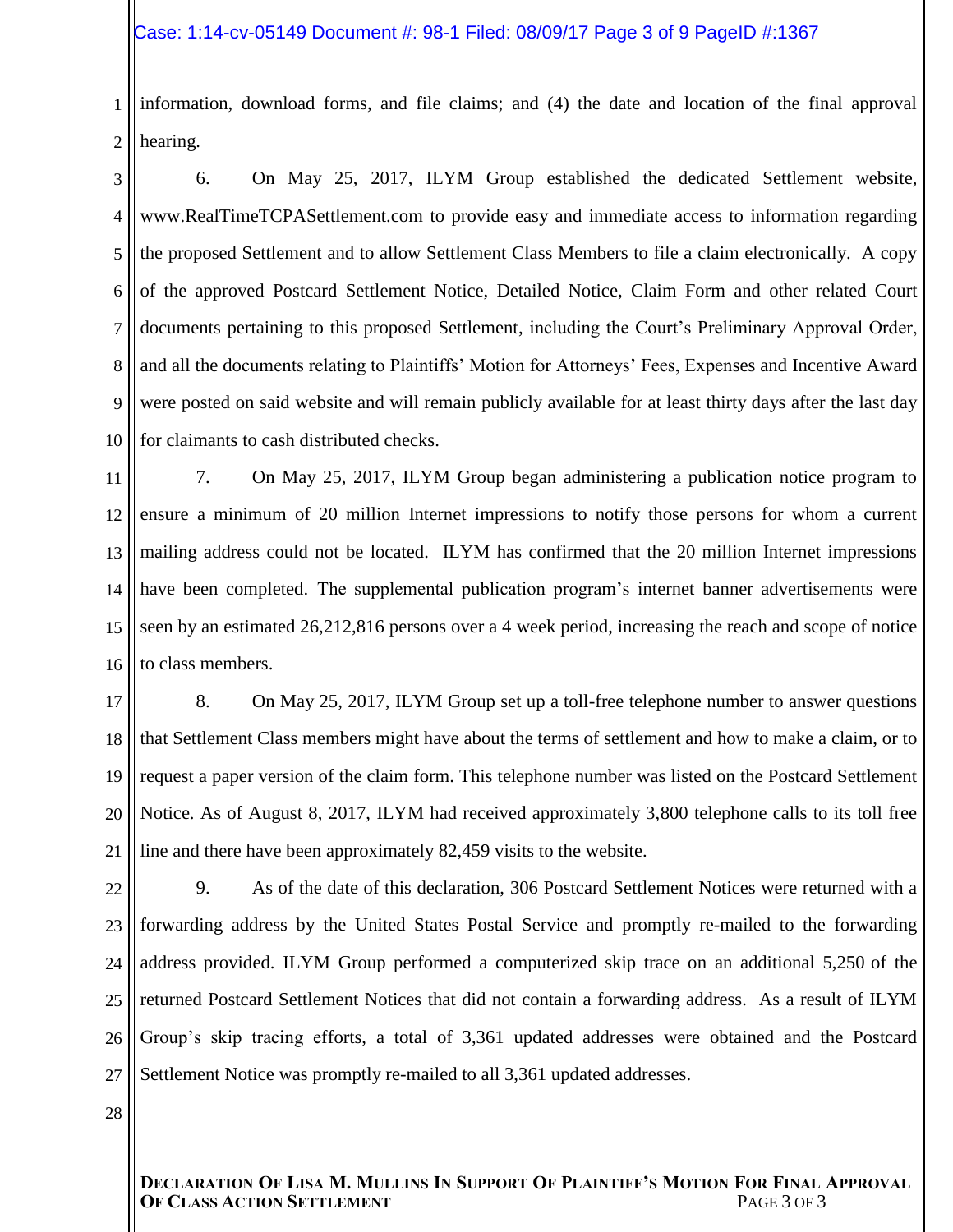information, download forms, and file claims; and (4) the date and location of the final approval hearing.

6. On May 25, 2017, ILYM Group established the dedicated Settlement website, www.RealTimeTCPASettlement.com to provide easy and immediate access to information regarding the proposed Settlement and to allow Settlement Class Members to file a claim electronically. A copy of the approved Postcard Settlement Notice, Detailed Notice, Claim Form and other related Court documents pertaining to this proposed Settlement, including the Court's Preliminary Approval Order, and all the documents relating to Plaintiffs' Motion for Attorneys' Fees, Expenses and Incentive Award were posted on said website and will remain publicly available for at least thirty days after the last day for claimants to cash distributed checks.

7. On May 25, 2017, ILYM Group began administering a publication notice program to ensure a minimum of 20 million Internet impressions to notify those persons for whom a current mailing address could not be located. ILYM has confirmed that the 20 million Internet impressions have been completed. The supplemental publication program's internet banner advertisements were seen by an estimated 26,212,816 persons over a 4 week period, increasing the reach and scope of notice to class members.

8. On May 25, 2017, ILYM Group set up a toll-free telephone number to answer questions that Settlement Class members might have about the terms of settlement and how to make a claim, or to request a paper version of the claim form. This telephone number was listed on the Postcard Settlement Notice. As of August 8, 2017, ILYM had received approximately 3,800 telephone calls to its toll free line and there have been approximately 82,459 visits to the website.

9. As of the date of this declaration, 306 Postcard Settlement Notices were returned with a forwarding address by the United States Postal Service and promptly re-mailed to the forwarding address provided. ILYM Group performed a computerized skip trace on an additional 5,250 of the returned Postcard Settlement Notices that did not contain a forwarding address. As a result of ILYM Group's skip tracing efforts, a total of 3,361 updated addresses were obtained and the Postcard Settlement Notice was promptly re-mailed to all 3,361 updated addresses.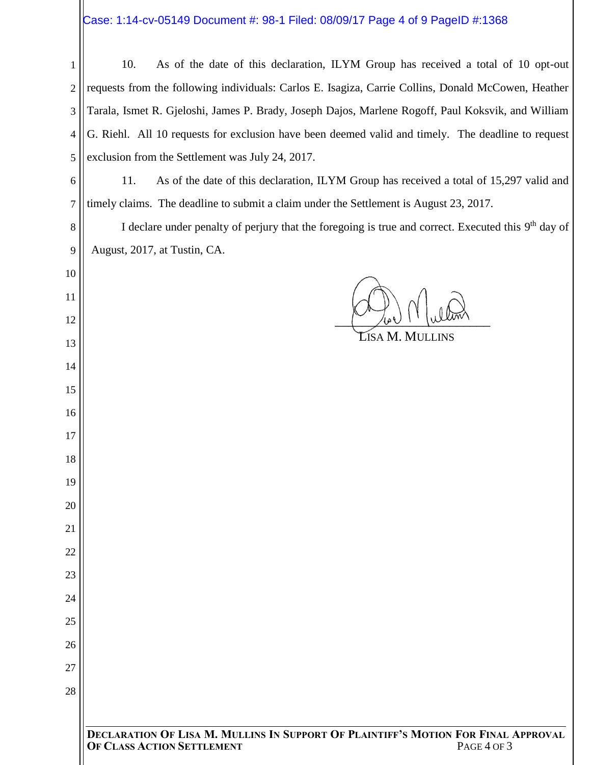10. As of the date of this declaration, ILYM Group has received a total of 10 opt-out requests from the following individuals: Carlos E. Isagiza, Carrie Collins, Donald McCowen, Heather Tarala, Ismet R. Gjeloshi, James P. Brady, Joseph Dajos, Marlene Rogoff, Paul Koksvik, and William G. Riehl. All 10 requests for exclusion have been deemed valid and timely. The deadline to request exclusion from the Settlement was July 24, 2017.

11. As of the date of this declaration, ILYM Group has received a total of 15,297 valid and timely claims. The deadline to submit a claim under the Settlement is August 23, 2017.

I declare under penalty of perjury that the foregoing is true and correct. Executed this 9th day of August, 2017, at Tustin, CA.

LISA M. MULLINS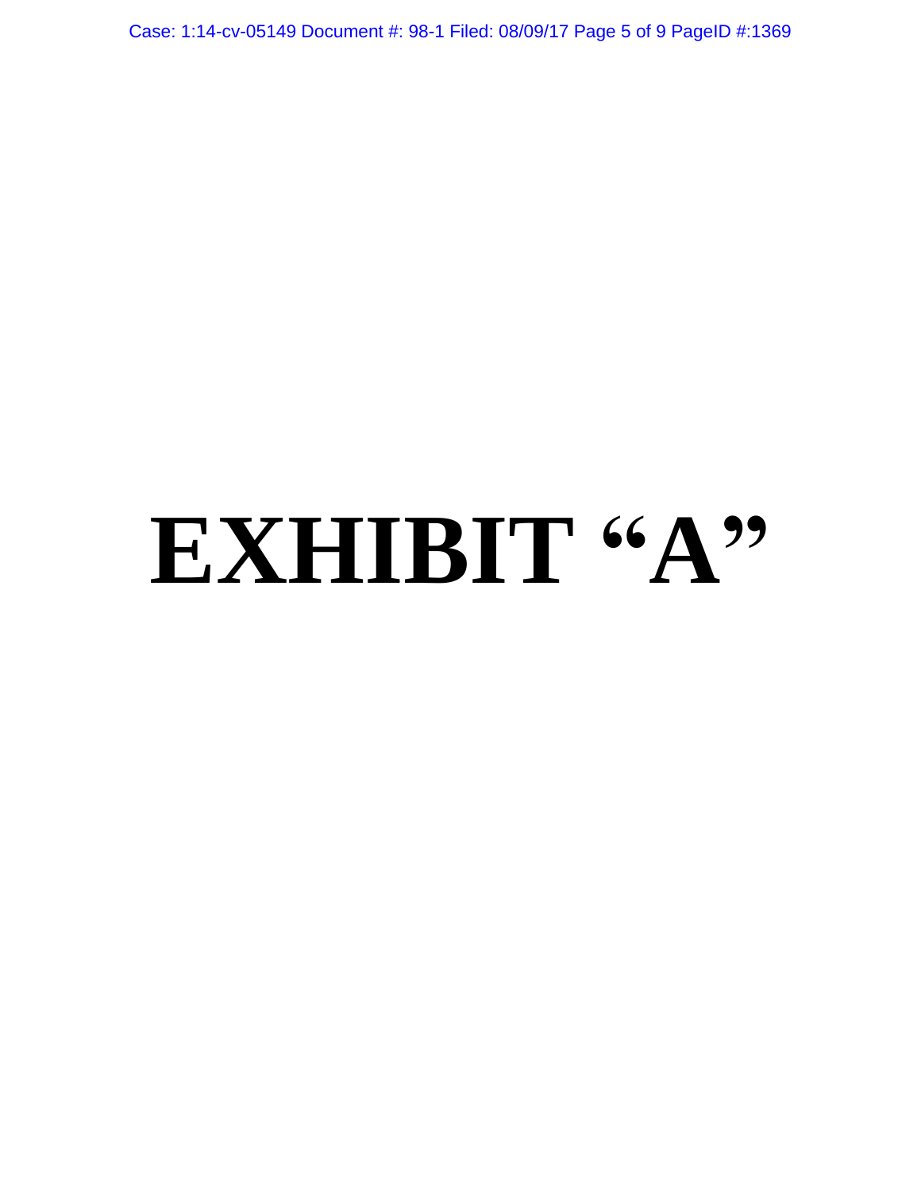# EXHIBIT "A"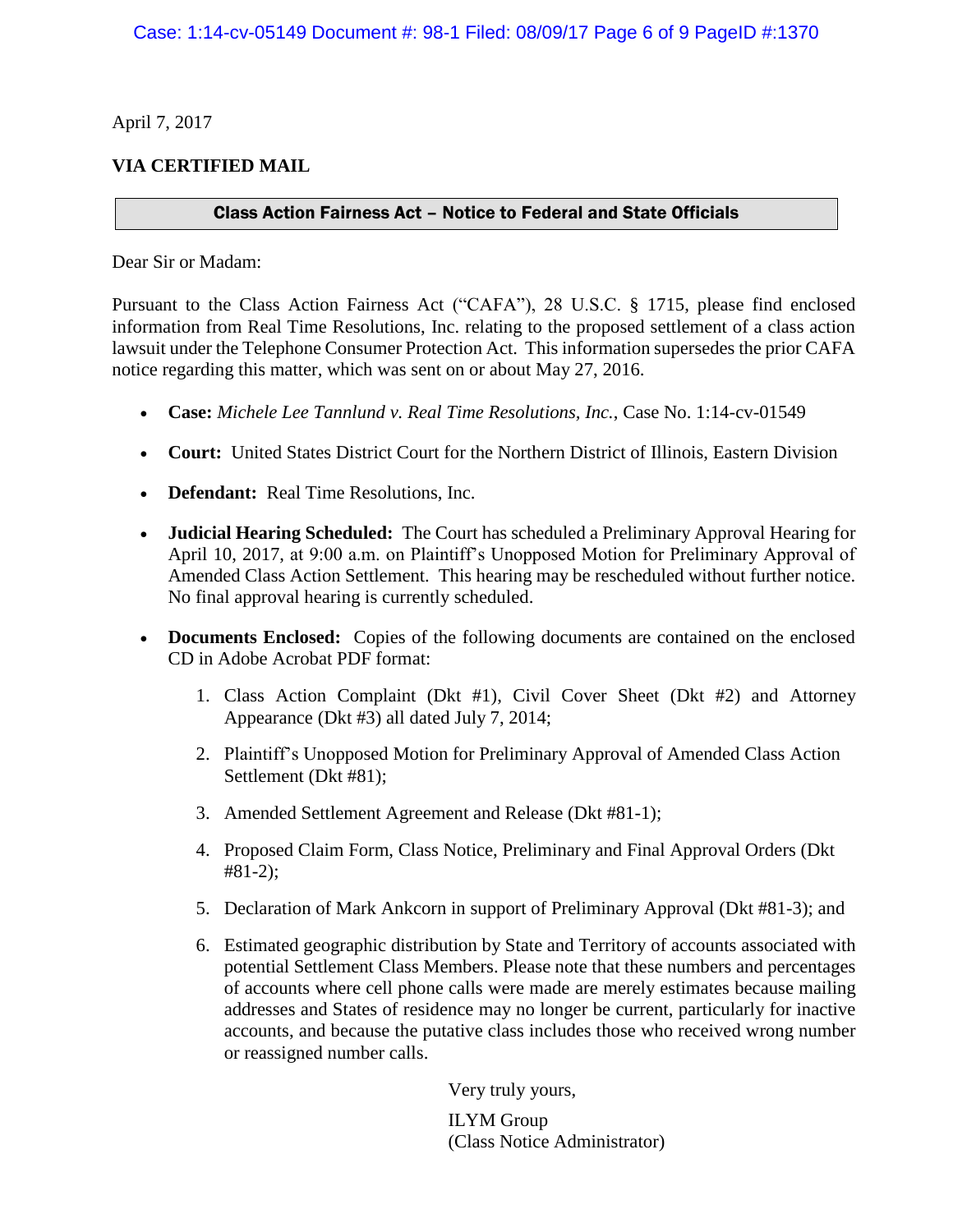April 7, 2017

**VIA CERTIFIED MAIL**

| **Class Action Fairness Act – Notice to Federal and State Officials** |
| --- |

Dear Sir or Madam:

Pursuant to the Class Action Fairness Act ("CAFA"), 28 U.S.C. § 1715, please find enclosed information from Real Time Resolutions, Inc. relating to the proposed settlement of a class action lawsuit under the Telephone Consumer Protection Act. This information supersedes the prior CAFA notice regarding this matter, which was sent on or about May 27, 2016.

- **Case:** *Michele Lee Tannlund v. Real Time Resolutions, Inc.*, Case No. 1:14-cv-01549
- **Court:** United States District Court for the Northern District of Illinois, Eastern Division
- **Defendant:** Real Time Resolutions, Inc.
- **Judicial Hearing Scheduled:** The Court has scheduled a Preliminary Approval Hearing for April 10, 2017, at 9:00 a.m. on Plaintiff's Unopposed Motion for Preliminary Approval of Amended Class Action Settlement. This hearing may be rescheduled without further notice. No final approval hearing is currently scheduled.
- **Documents Enclosed:** Copies of the following documents are contained on the enclosed CD in Adobe Acrobat PDF format:
  1. Class Action Complaint (Dkt #1), Civil Cover Sheet (Dkt #2) and Attorney Appearance (Dkt #3) all dated July 7, 2014;
  2. Plaintiff's Unopposed Motion for Preliminary Approval of Amended Class Action Settlement (Dkt #81);
  3. Amended Settlement Agreement and Release (Dkt #81-1);
  4. Proposed Claim Form, Class Notice, Preliminary and Final Approval Orders (Dkt #81-2);
  5. Declaration of Mark Ankcorn in support of Preliminary Approval (Dkt #81-3); and
  6. Estimated geographic distribution by State and Territory of accounts associated with potential Settlement Class Members. Please note that these numbers and percentages of accounts where cell phone calls were made are merely estimates because mailing addresses and States of residence may no longer be current, particularly for inactive accounts, and because the putative class includes those who received wrong number or reassigned number calls.

Very truly yours,

ILYM Group
(Class Notice Administrator)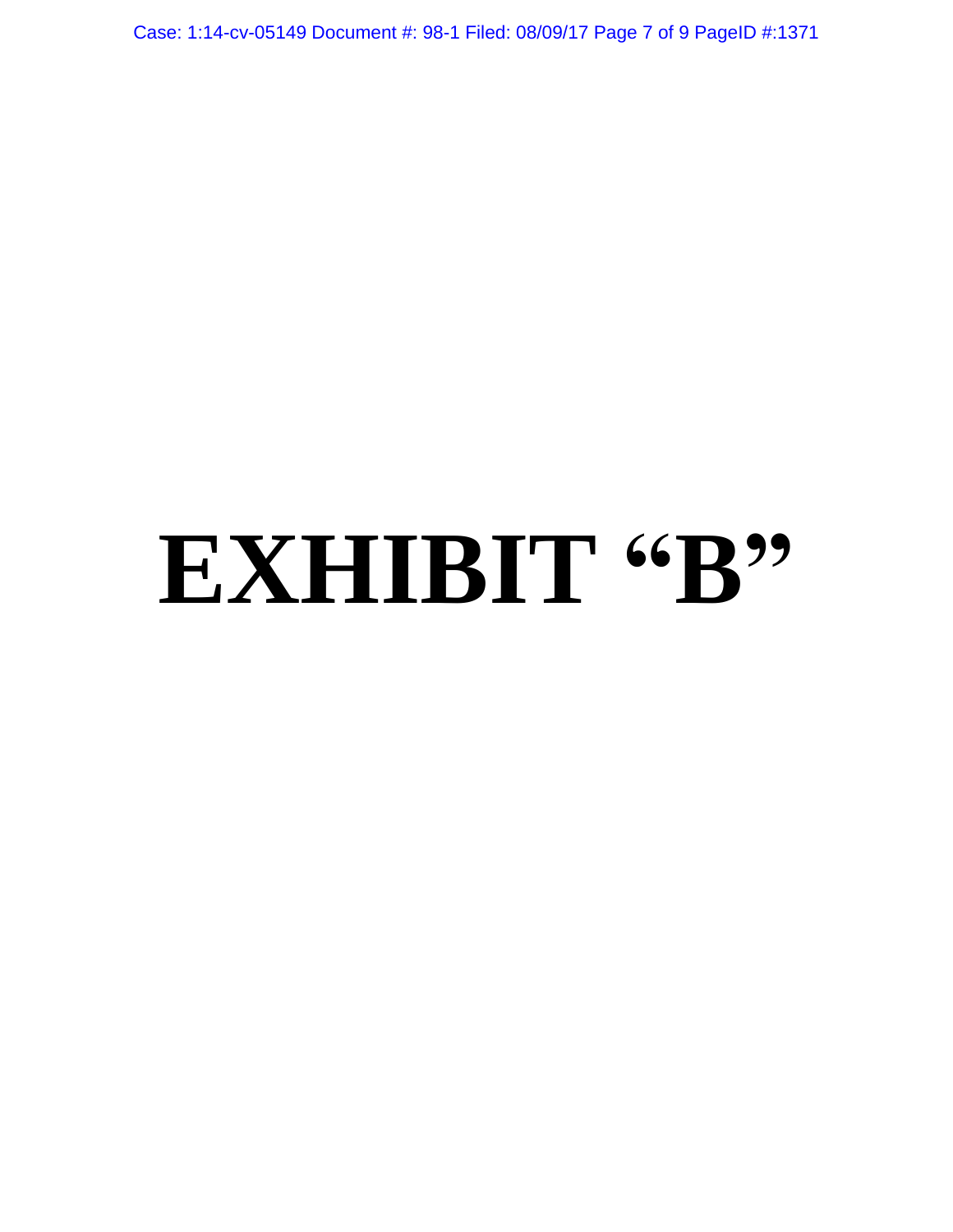# EXHIBIT "B"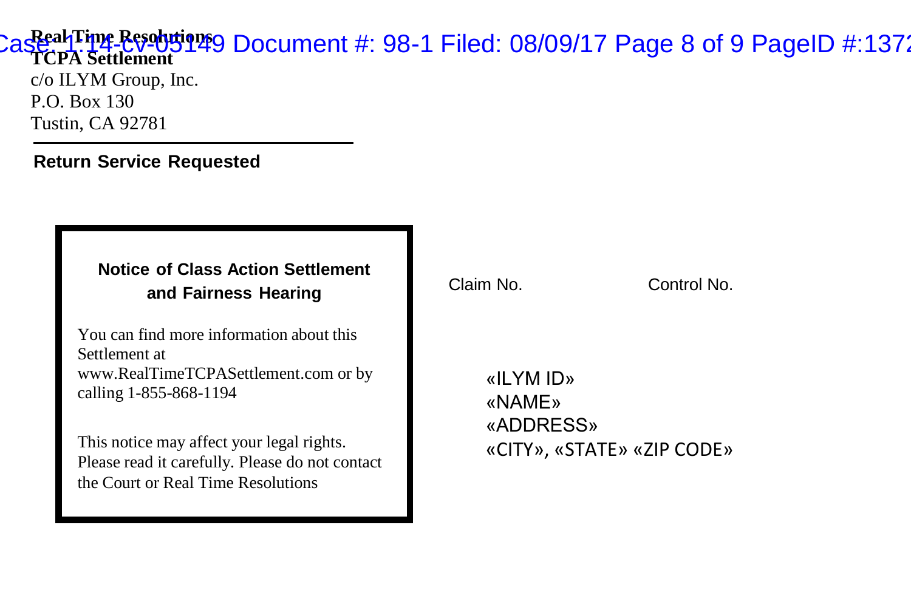**Real Time Resolutions**
**TCPA Settlement**
c/o ILYM Group, Inc.
P.O. Box 130
Tustin, CA 92781

---

**Return Service Requested**

**Notice of Class Action Settlement and Fairness Hearing**

You can find more information about this Settlement at www.RealTimeTCPASettlement.com or by calling 1-855-868-1194

This notice may affect your legal rights. Please read it carefully. Please do not contact the Court or Real Time Resolutions

Claim No. Control No.

«ILYM ID»
«NAME»
«ADDRESS»
«CITY», «STATE» «ZIP CODE»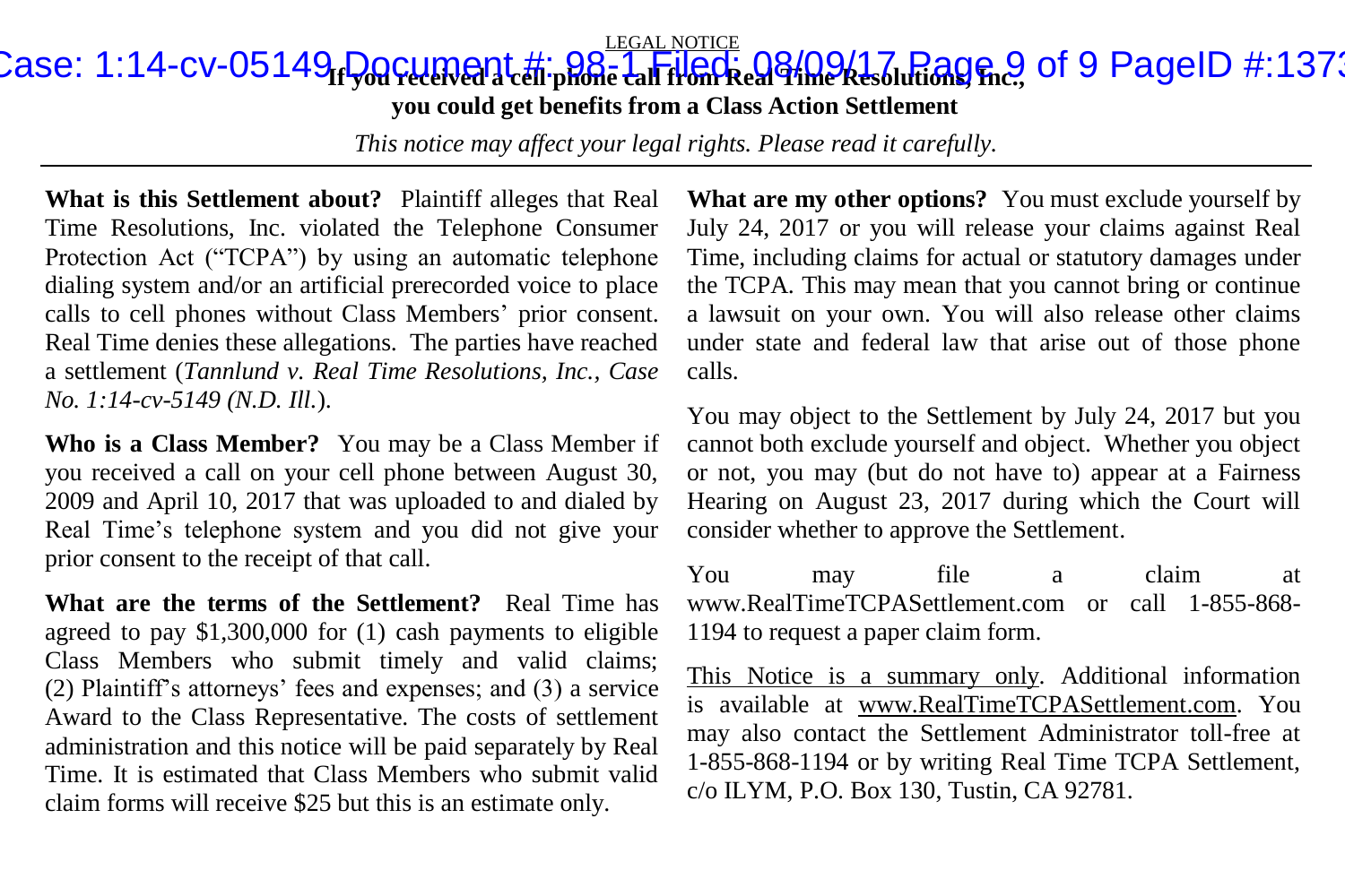LEGAL NOTICE

# If you received a cell phone call from Real Time Resolutions, Inc., you could get benefits from a Class Action Settlement

*This notice may affect your legal rights. Please read it carefully.*

**What is this Settlement about?** Plaintiff alleges that Real Time Resolutions, Inc. violated the Telephone Consumer Protection Act ("TCPA") by using an automatic telephone dialing system and/or an artificial prerecorded voice to place calls to cell phones without Class Members' prior consent. Real Time denies these allegations. The parties have reached a settlement (*Tannlund v. Real Time Resolutions, Inc., Case No. 1:14-cv-5149 (N.D. Ill.*).

**Who is a Class Member?** You may be a Class Member if you received a call on your cell phone between August 30, 2009 and April 10, 2017 that was uploaded to and dialed by Real Time's telephone system and you did not give your prior consent to the receipt of that call.

**What are the terms of the Settlement?** Real Time has agreed to pay $1,300,000 for (1) cash payments to eligible Class Members who submit timely and valid claims; (2) Plaintiff's attorneys' fees and expenses; and (3) a service Award to the Class Representative. The costs of settlement administration and this notice will be paid separately by Real Time. It is estimated that Class Members who submit valid claim forms will receive $25 but this is an estimate only.

**What are my other options?** You must exclude yourself by July 24, 2017 or you will release your claims against Real Time, including claims for actual or statutory damages under the TCPA. This may mean that you cannot bring or continue a lawsuit on your own. You will also release other claims under state and federal law that arise out of those phone calls.

You may object to the Settlement by July 24, 2017 but you cannot both exclude yourself and object. Whether you object or not, you may (but do not have to) appear at a Fairness Hearing on August 23, 2017 during which the Court will consider whether to approve the Settlement.

You may file a claim at www.RealTimeTCPASettlement.com or call 1-855-868-1194 to request a paper claim form.

This Notice is a summary only. Additional information is available at www.RealTimeTCPASettlement.com. You may also contact the Settlement Administrator toll-free at 1-855-868-1194 or by writing Real Time TCPA Settlement, c/o ILYM, P.O. Box 130, Tustin, CA 92781.